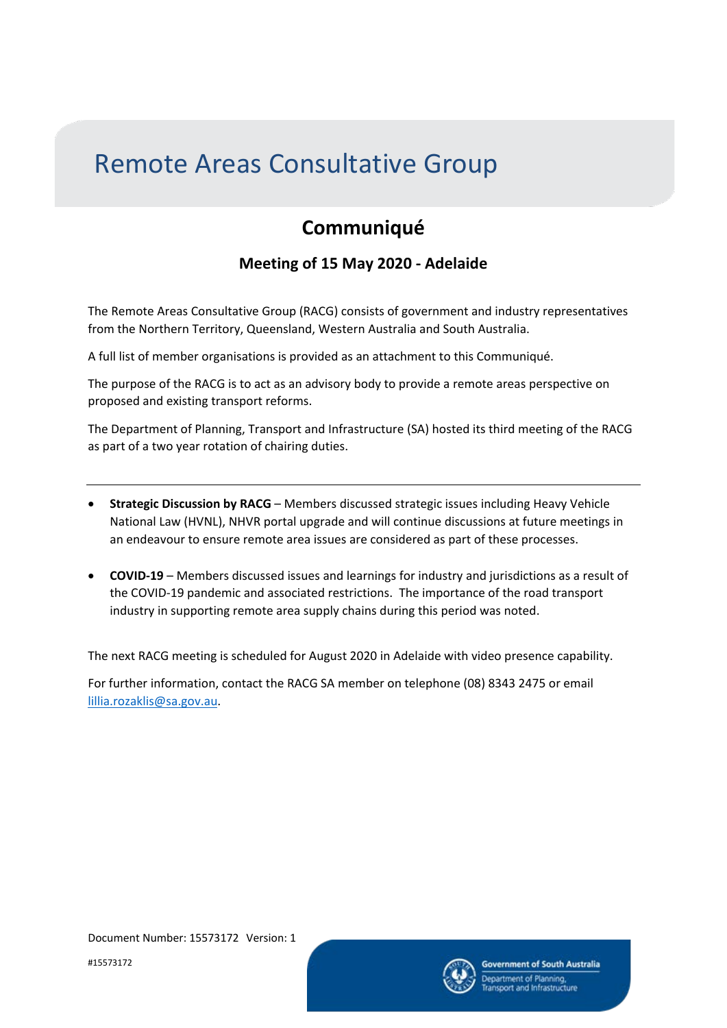# Remote Areas Consultative Group

## Communiqué

### Meeting of 15 May 2020 - Adelaide

The Remote Areas Consultative Group (RACG) consists of government and industry representatives from the Northern Territory, Queensland, Western Australia and South Australia.

A full list of member organisations is provided as an attachment to this Communiqué.

The purpose of the RACG is to act as an advisory body to provide a remote areas perspective on proposed and existing transport reforms.

The Department of Planning, Transport and Infrastructure (SA) hosted its third meeting of the RACG as part of a two year rotation of chairing duties.

---

- **Strategic Discussion by RACG** – Members discussed strategic issues including Heavy Vehicle National Law (HVNL), NHVR portal upgrade and will continue discussions at future meetings in an endeavour to ensure remote area issues are considered as part of these processes.

- **COVID-19** – Members discussed issues and learnings for industry and jurisdictions as a result of the COVID-19 pandemic and associated restrictions. The importance of the road transport industry in supporting remote area supply chains during this period was noted.

The next RACG meeting is scheduled for August 2020 in Adelaide with video presence capability.

For further information, contact the RACG SA member on telephone (08) 8343 2475 or email lillia.rozaklis@sa.gov.au.

Document Number: 15573172 Version: 1

#15573172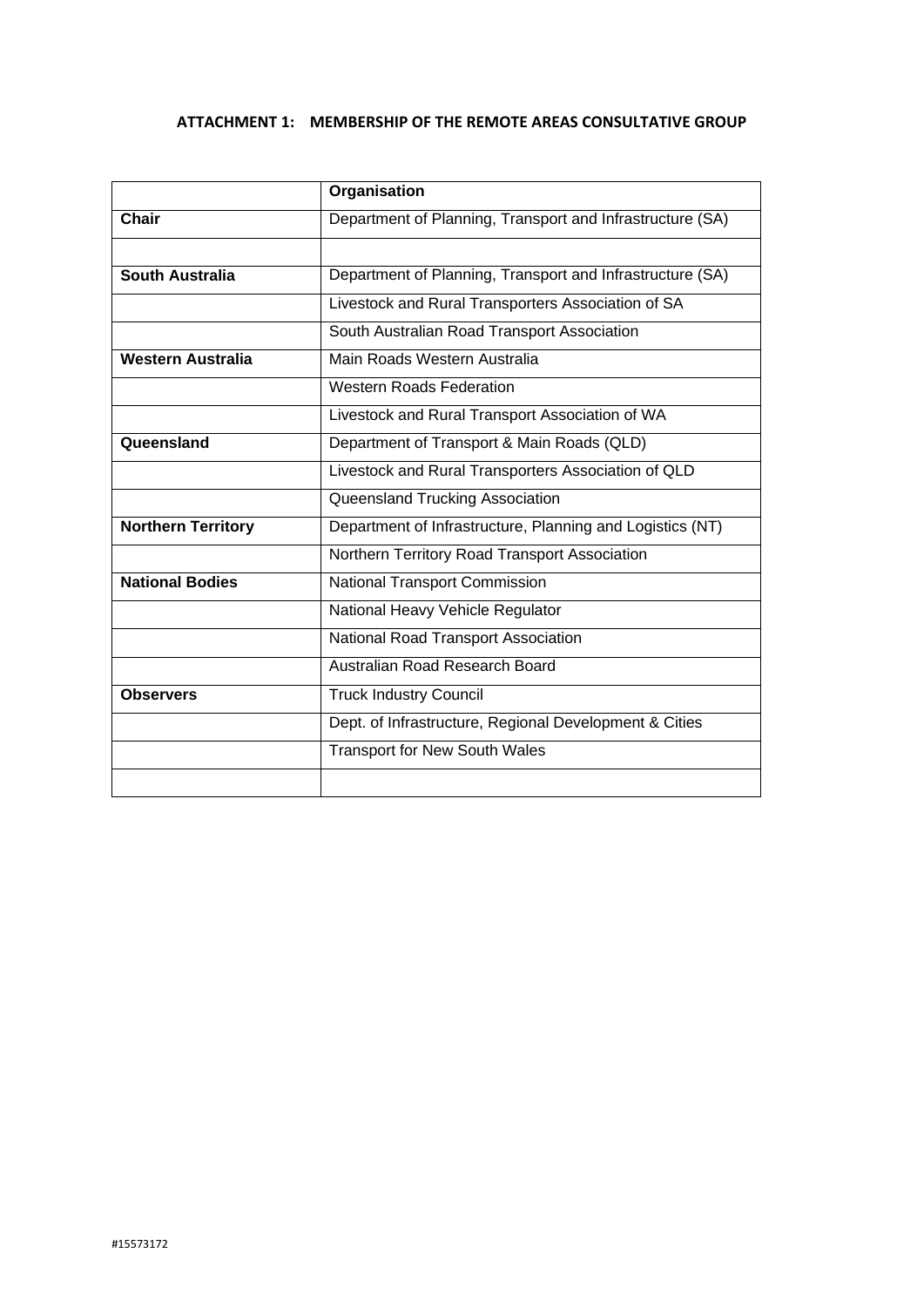# ATTACHMENT 1: MEMBERSHIP OF THE REMOTE AREAS CONSULTATIVE GROUP

| | **Organisation** |
|---|---|
| **Chair** | Department of Planning, Transport and Infrastructure (SA) |
| | |
| **South Australia** | Department of Planning, Transport and Infrastructure (SA) |
| | Livestock and Rural Transporters Association of SA |
| | South Australian Road Transport Association |
| **Western Australia** | Main Roads Western Australia |
| | Western Roads Federation |
| | Livestock and Rural Transport Association of WA |
| **Queensland** | Department of Transport & Main Roads (QLD) |
| | Livestock and Rural Transporters Association of QLD |
| | Queensland Trucking Association |
| **Northern Territory** | Department of Infrastructure, Planning and Logistics (NT) |
| | Northern Territory Road Transport Association |
| **National Bodies** | National Transport Commission |
| | National Heavy Vehicle Regulator |
| | National Road Transport Association |
| | Australian Road Research Board |
| **Observers** | Truck Industry Council |
| | Dept. of Infrastructure, Regional Development & Cities |
| | Transport for New South Wales |
| | |

#15573172